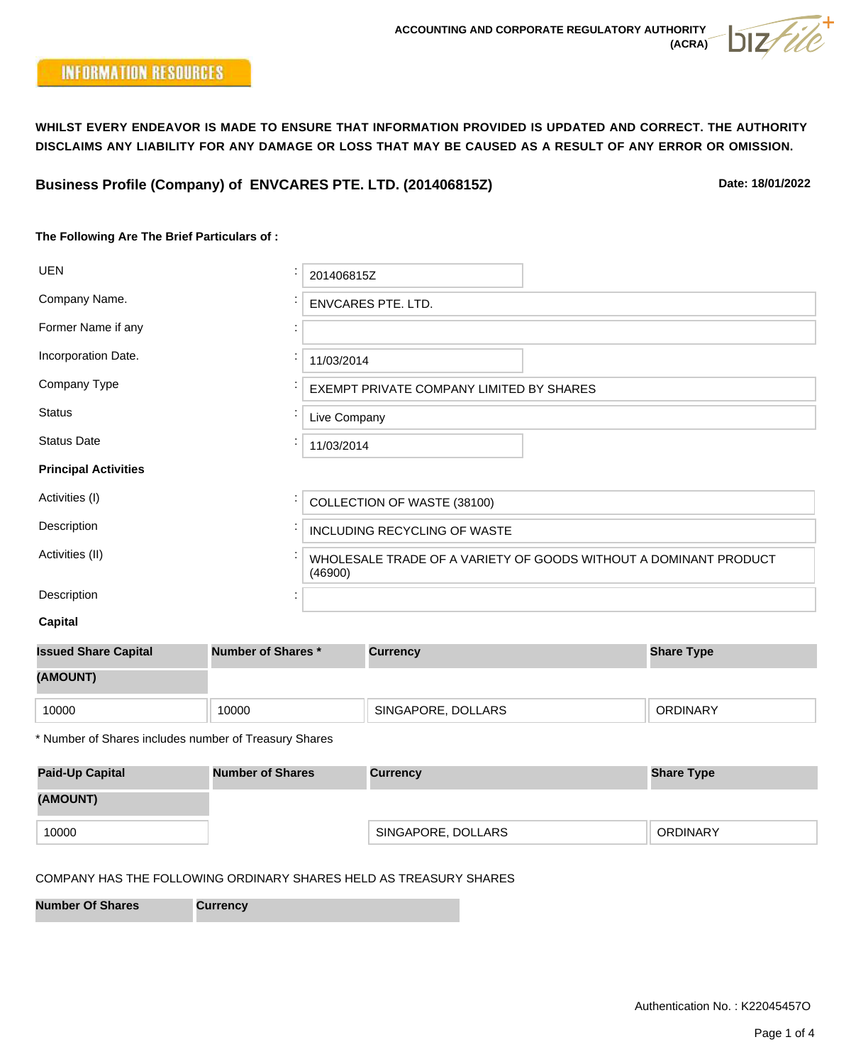ACCOUNTING AND CORPORATE REGULATORY AUTHORITY (ACRA)

INFORMATION RESOURCES

**WHILST EVERY ENDEAVOR IS MADE TO ENSURE THAT INFORMATION PROVIDED IS UPDATED AND CORRECT. THE AUTHORITY DISCLAIMS ANY LIABILITY FOR ANY DAMAGE OR LOSS THAT MAY BE CAUSED AS A RESULT OF ANY ERROR OR OMISSION.**

## Business Profile (Company) of ENVCARES PTE. LTD. (201406815Z)

**Date: 18/01/2022**

**The Following Are The Brief Particulars of :**

| | |
|---|---|
| UEN | 201406815Z |
| Company Name. | ENVCARES PTE. LTD. |
| Former Name if any | |
| Incorporation Date. | 11/03/2014 |
| Company Type | EXEMPT PRIVATE COMPANY LIMITED BY SHARES |
| Status | Live Company |
| Status Date | 11/03/2014 |

**Principal Activities**

| | |
|---|---|
| Activities (I) | COLLECTION OF WASTE (38100) |
| Description | INCLUDING RECYCLING OF WASTE |
| Activities (II) | WHOLESALE TRADE OF A VARIETY OF GOODS WITHOUT A DOMINANT PRODUCT (46900) |
| Description | |

**Capital**

| Issued Share Capital (AMOUNT) | Number of Shares * | Currency | Share Type |
|---|---|---|---|
| 10000 | 10000 | SINGAPORE, DOLLARS | ORDINARY |

* Number of Shares includes number of Treasury Shares

| Paid-Up Capital (AMOUNT) | Number of Shares | Currency | Share Type |
|---|---|---|---|
| 10000 | | SINGAPORE, DOLLARS | ORDINARY |

COMPANY HAS THE FOLLOWING ORDINARY SHARES HELD AS TREASURY SHARES

| Number Of Shares | Currency |
|---|---|

Authentication No. : K220454570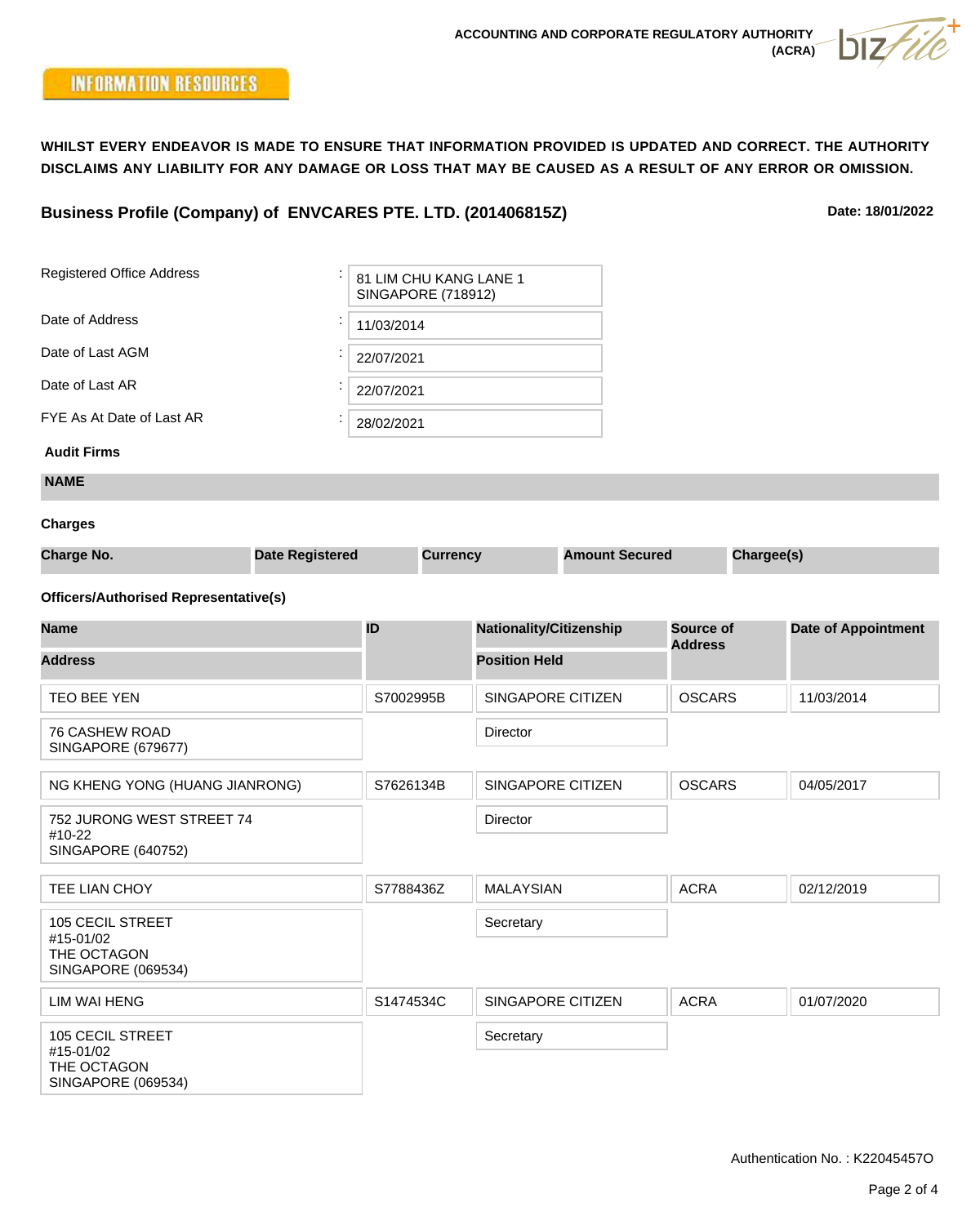ACCOUNTING AND CORPORATE REGULATORY AUTHORITY (ACRA)

**INFORMATION RESOURCES**

**WHILST EVERY ENDEAVOR IS MADE TO ENSURE THAT INFORMATION PROVIDED IS UPDATED AND CORRECT. THE AUTHORITY DISCLAIMS ANY LIABILITY FOR ANY DAMAGE OR LOSS THAT MAY BE CAUSED AS A RESULT OF ANY ERROR OR OMISSION.**

## Business Profile (Company) of ENVCARES PTE. LTD. (201406815Z)

**Date: 18/01/2022**

| | |
|---|---|
| Registered Office Address | 81 LIM CHU KANG LANE 1<br>SINGAPORE (718912) |
| Date of Address | 11/03/2014 |
| Date of Last AGM | 22/07/2021 |
| Date of Last AR | 22/07/2021 |
| FYE As At Date of Last AR | 28/02/2021 |

**Audit Firms**

| NAME |
|---|

**Charges**

| Charge No. | Date Registered | Currency | Amount Secured | Chargee(s) |
|---|---|---|---|---|

**Officers/Authorised Representative(s)**

| Name / Address | ID | Nationality/Citizenship / Position Held | Source of Address | Date of Appointment |
|---|---|---|---|---|
| TEO BEE YEN | S7002995B | SINGAPORE CITIZEN | OSCARS | 11/03/2014 |
| 76 CASHEW ROAD<br>SINGAPORE (679677) | | Director | | |
| NG KHENG YONG (HUANG JIANRONG) | S7626134B | SINGAPORE CITIZEN | OSCARS | 04/05/2017 |
| 752 JURONG WEST STREET 74<br>#10-22<br>SINGAPORE (640752) | | Director | | |
| TEE LIAN CHOY | S7788436Z | MALAYSIAN | ACRA | 02/12/2019 |
| 105 CECIL STREET<br>#15-01/02<br>THE OCTAGON<br>SINGAPORE (069534) | | Secretary | | |
| LIM WAI HENG | S1474534C | SINGAPORE CITIZEN | ACRA | 01/07/2020 |
| 105 CECIL STREET<br>#15-01/02<br>THE OCTAGON<br>SINGAPORE (069534) | | Secretary | | |

Authentication No. : K220454570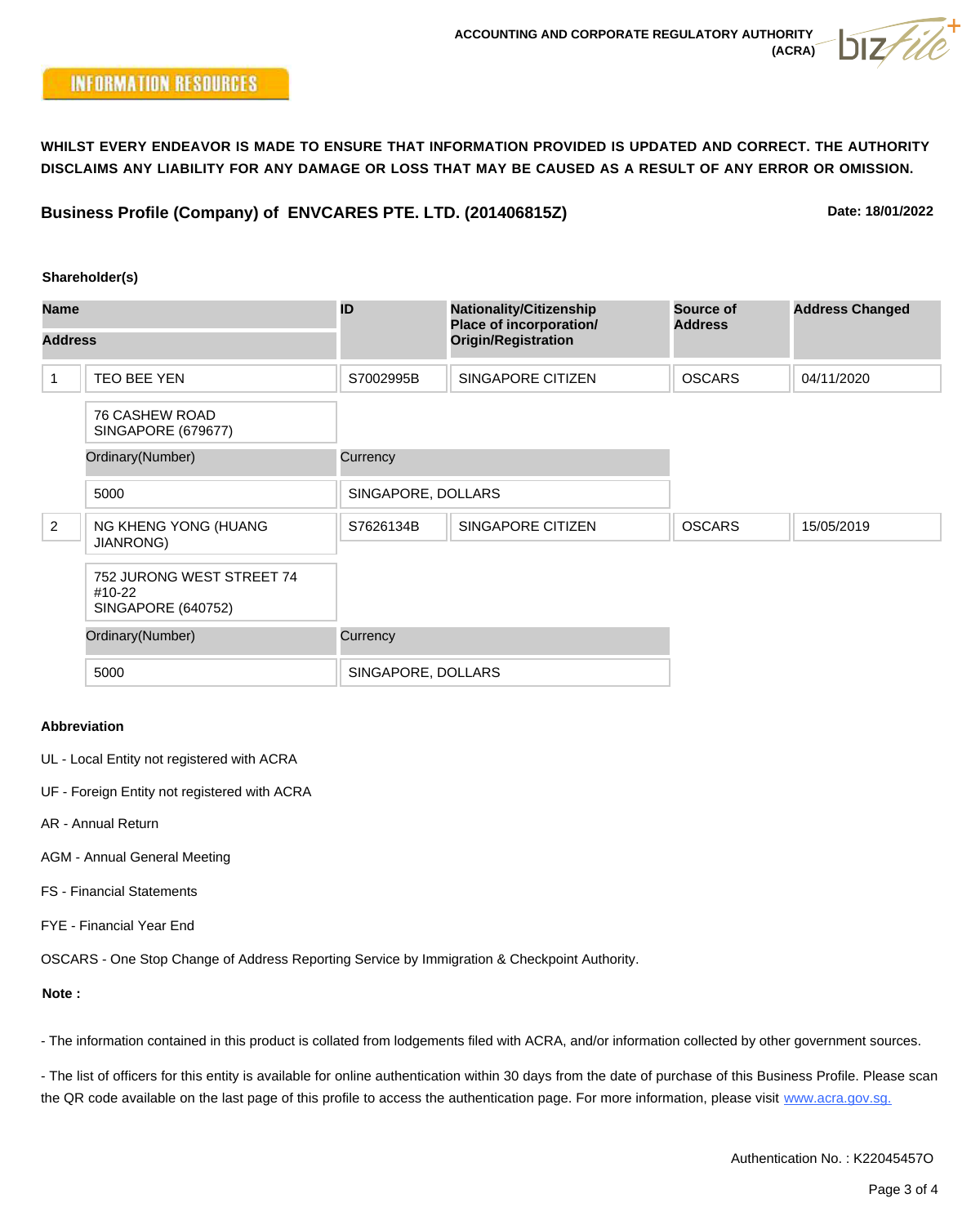ACCOUNTING AND CORPORATE REGULATORY AUTHORITY (ACRA)

INFORMATION RESOURCES

**WHILST EVERY ENDEAVOR IS MADE TO ENSURE THAT INFORMATION PROVIDED IS UPDATED AND CORRECT. THE AUTHORITY DISCLAIMS ANY LIABILITY FOR ANY DAMAGE OR LOSS THAT MAY BE CAUSED AS A RESULT OF ANY ERROR OR OMISSION.**

## Business Profile (Company) of ENVCARES PTE. LTD. (201406815Z)

**Date: 18/01/2022**

**Shareholder(s)**

| | Name / Address | ID | Nationality/Citizenship Place of incorporation/ Origin/Registration | Source of Address | Address Changed |
|---|---|---|---|---|---|
| 1 | TEO BEE YEN | S7002995B | SINGAPORE CITIZEN | OSCARS | 04/11/2020 |
| | 76 CASHEW ROAD SINGAPORE (679677) | | | | |
| | Ordinary(Number) | Currency | | | |
| | 5000 | SINGAPORE, DOLLARS | | | |
| 2 | NG KHENG YONG (HUANG JIANRONG) | S7626134B | SINGAPORE CITIZEN | OSCARS | 15/05/2019 |
| | 752 JURONG WEST STREET 74 #10-22 SINGAPORE (640752) | | | | |
| | Ordinary(Number) | Currency | | | |
| | 5000 | SINGAPORE, DOLLARS | | | |

**Abbreviation**

UL - Local Entity not registered with ACRA

UF - Foreign Entity not registered with ACRA

AR - Annual Return

AGM - Annual General Meeting

FS - Financial Statements

FYE - Financial Year End

OSCARS - One Stop Change of Address Reporting Service by Immigration & Checkpoint Authority.

**Note :**

- The information contained in this product is collated from lodgements filed with ACRA, and/or information collected by other government sources.

- The list of officers for this entity is available for online authentication within 30 days from the date of purchase of this Business Profile. Please scan the QR code available on the last page of this profile to access the authentication page. For more information, please visit www.acra.gov.sg.

Authentication No. : K220454570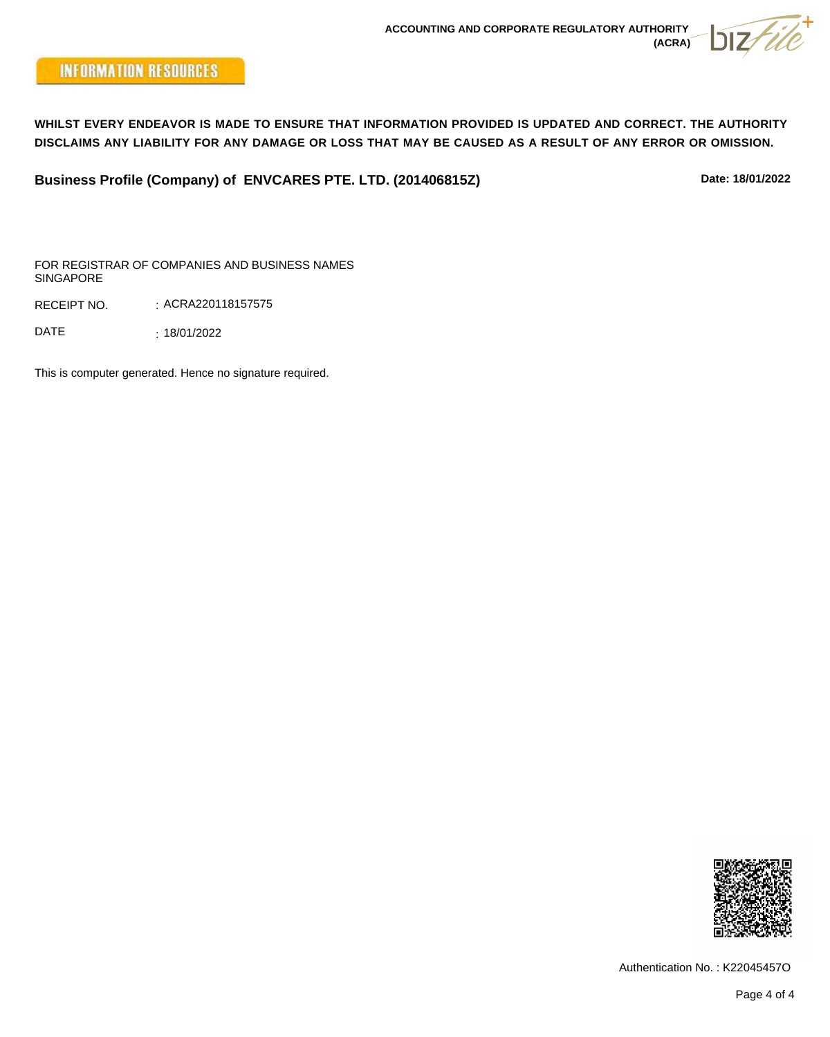ACCOUNTING AND CORPORATE REGULATORY AUTHORITY
(ACRA)

INFORMATION RESOURCES

**WHILST EVERY ENDEAVOR IS MADE TO ENSURE THAT INFORMATION PROVIDED IS UPDATED AND CORRECT. THE AUTHORITY DISCLAIMS ANY LIABILITY FOR ANY DAMAGE OR LOSS THAT MAY BE CAUSED AS A RESULT OF ANY ERROR OR OMISSION.**

**Business Profile (Company) of ENVCARES PTE. LTD. (201406815Z)** **Date: 18/01/2022**

FOR REGISTRAR OF COMPANIES AND BUSINESS NAMES
SINGAPORE

RECEIPT NO. : ACRA220118157575

DATE : 18/01/2022

This is computer generated. Hence no signature required.

Authentication No. : K22045457O